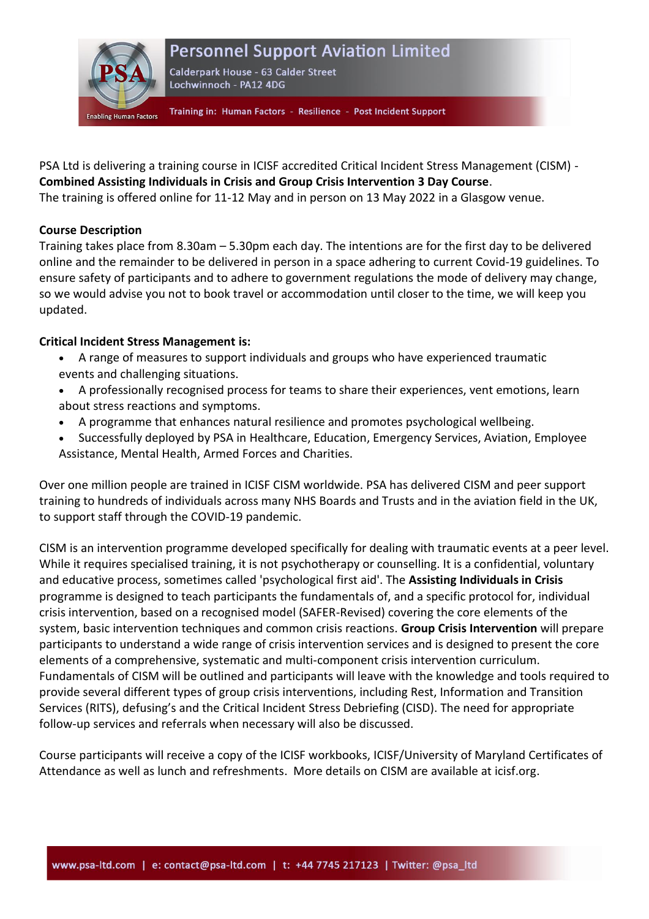# Personnel Support Aviation Limited

Calderpark House - 63 Calder Street
Lochwinnoch - PA12 4DG

Enabling Human Factors

Training in: Human Factors - Resilience - Post Incident Support

PSA Ltd is delivering a training course in ICISF accredited Critical Incident Stress Management (CISM) - **Combined Assisting Individuals in Crisis and Group Crisis Intervention 3 Day Course**.
The training is offered online for 11-12 May and in person on 13 May 2022 in a Glasgow venue.

**Course Description**

Training takes place from 8.30am – 5.30pm each day. The intentions are for the first day to be delivered online and the remainder to be delivered in person in a space adhering to current Covid-19 guidelines. To ensure safety of participants and to adhere to government regulations the mode of delivery may change, so we would advise you not to book travel or accommodation until closer to the time, we will keep you updated.

**Critical Incident Stress Management is:**

- A range of measures to support individuals and groups who have experienced traumatic events and challenging situations.
- A professionally recognised process for teams to share their experiences, vent emotions, learn about stress reactions and symptoms.
- A programme that enhances natural resilience and promotes psychological wellbeing.
- Successfully deployed by PSA in Healthcare, Education, Emergency Services, Aviation, Employee Assistance, Mental Health, Armed Forces and Charities.

Over one million people are trained in ICISF CISM worldwide. PSA has delivered CISM and peer support training to hundreds of individuals across many NHS Boards and Trusts and in the aviation field in the UK, to support staff through the COVID-19 pandemic.

CISM is an intervention programme developed specifically for dealing with traumatic events at a peer level. While it requires specialised training, it is not psychotherapy or counselling. It is a confidential, voluntary and educative process, sometimes called 'psychological first aid'. The **Assisting Individuals in Crisis** programme is designed to teach participants the fundamentals of, and a specific protocol for, individual crisis intervention, based on a recognised model (SAFER-Revised) covering the core elements of the system, basic intervention techniques and common crisis reactions. **Group Crisis Intervention** will prepare participants to understand a wide range of crisis intervention services and is designed to present the core elements of a comprehensive, systematic and multi-component crisis intervention curriculum. Fundamentals of CISM will be outlined and participants will leave with the knowledge and tools required to provide several different types of group crisis interventions, including Rest, Information and Transition Services (RITS), defusing's and the Critical Incident Stress Debriefing (CISD). The need for appropriate follow-up services and referrals when necessary will also be discussed.

Course participants will receive a copy of the ICISF workbooks, ICISF/University of Maryland Certificates of Attendance as well as lunch and refreshments. More details on CISM are available at icisf.org.

www.psa-ltd.com | e: contact@psa-ltd.com | t: +44 7745 217123 | Twitter: @psa_ltd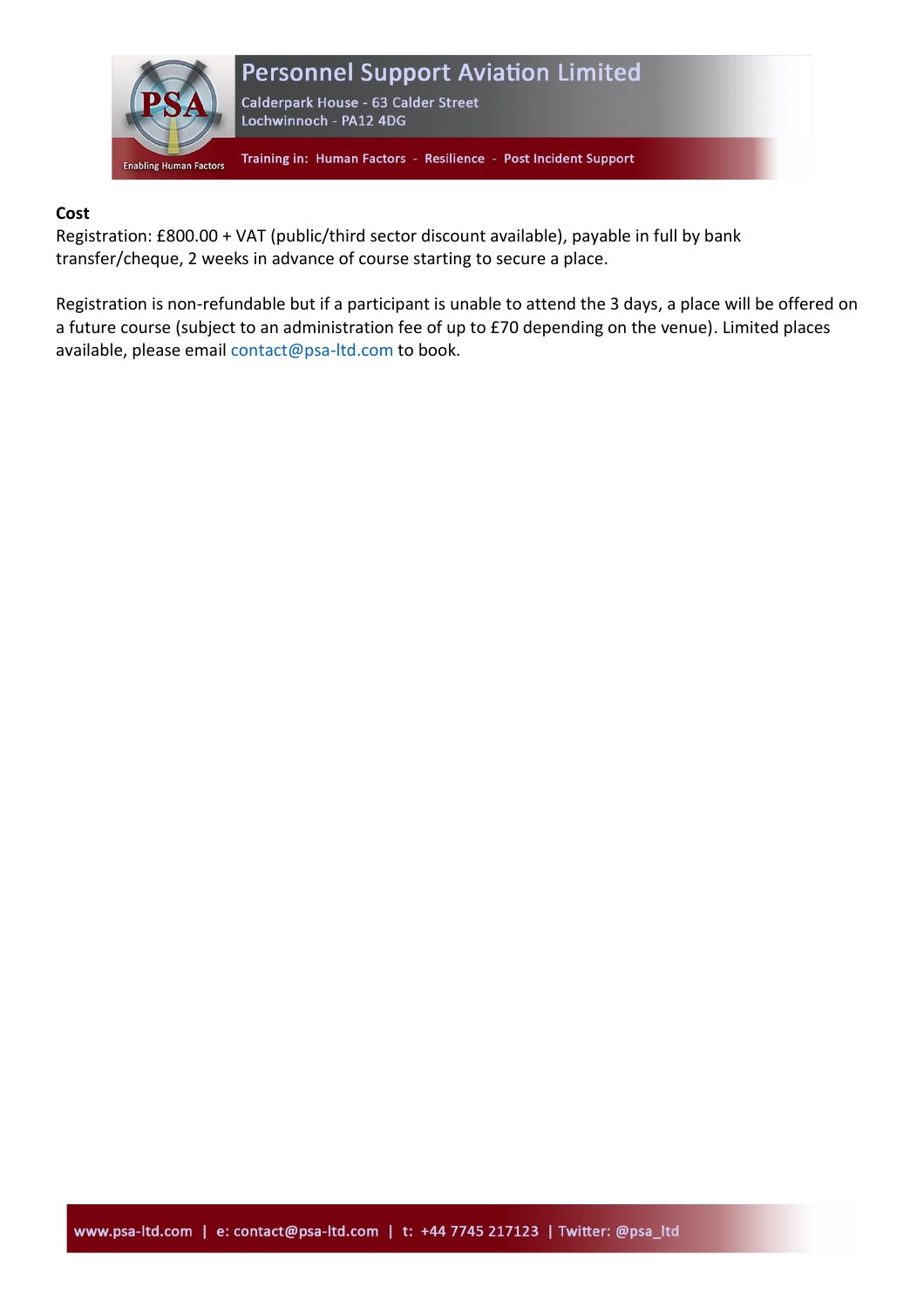**Cost**

Registration: £800.00 + VAT (public/third sector discount available), payable in full by bank transfer/cheque, 2 weeks in advance of course starting to secure a place.

Registration is non-refundable but if a participant is unable to attend the 3 days, a place will be offered on a future course (subject to an administration fee of up to £70 depending on the venue). Limited places available, please email contact@psa-ltd.com to book.